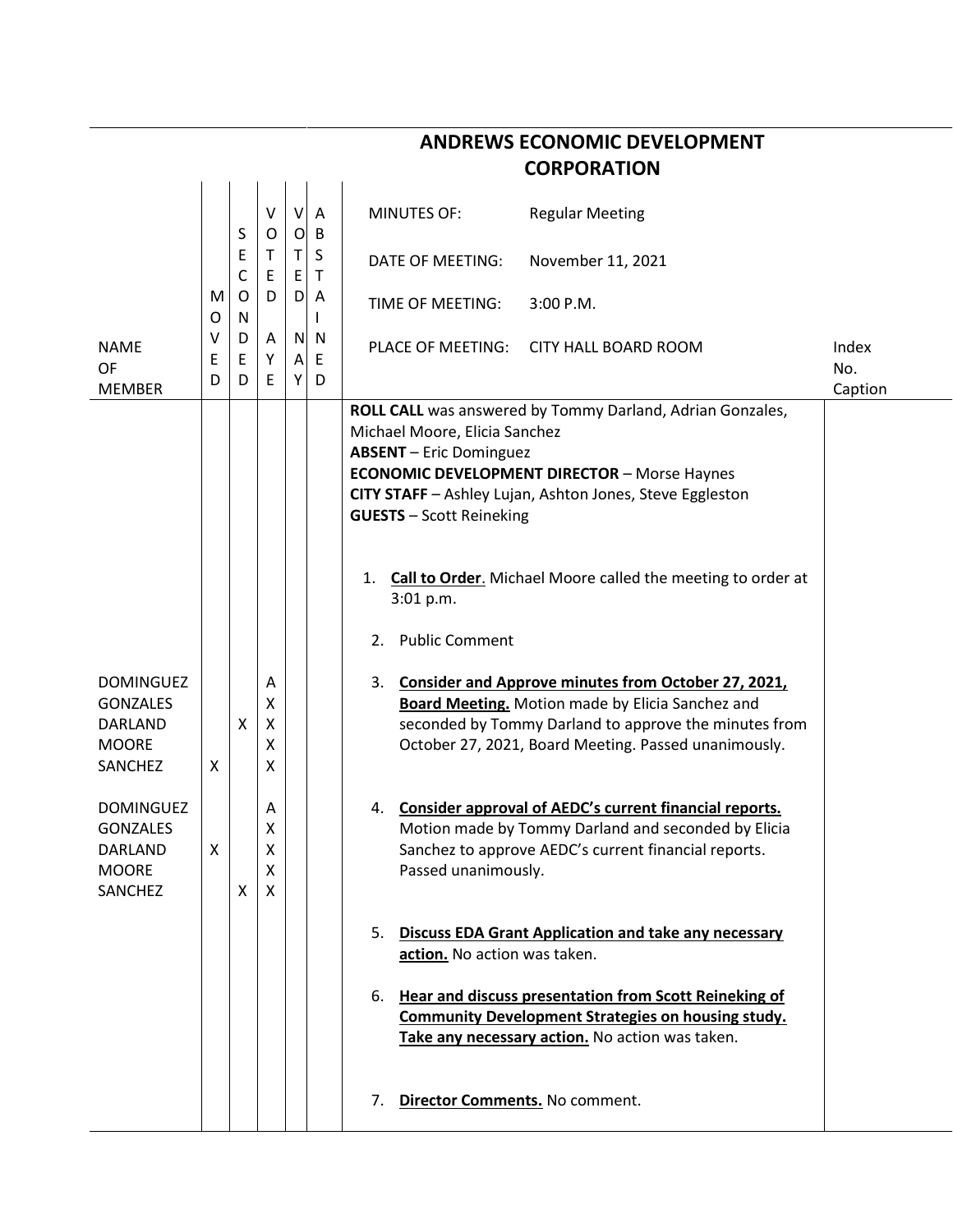# ANDREWS ECONOMIC DEVELOPMENT CORPORATION

| | |
|---|---|
| MINUTES OF: | Regular Meeting |
| DATE OF MEETING: | November 11, 2021 |
| TIME OF MEETING: | 3:00 P.M. |
| PLACE OF MEETING: | CITY HALL BOARD ROOM |

**ROLL CALL** was answered by Tommy Darland, Adrian Gonzales, Michael Moore, Elicia Sanchez
**ABSENT** – Eric Dominguez
**ECONOMIC DEVELOPMENT DIRECTOR** – Morse Haynes
**CITY STAFF** – Ashley Lujan, Ashton Jones, Steve Eggleston
**GUESTS** – Scott Reineking

1. **Call to Order**. Michael Moore called the meeting to order at 3:01 p.m.

2. Public Comment

3. **Consider and Approve minutes from October 27, 2021, Board Meeting.** Motion made by Elicia Sanchez and seconded by Tommy Darland to approve the minutes from October 27, 2021, Board Meeting. Passed unanimously.

| NAME OF MEMBER | MOVED | SECONDED | VOTED AYE | VOTED NAY | ABSTAINED |
|---|---|---|---|---|---|
| DOMINGUEZ | | | A | | |
| GONZALES | | | X | | |
| DARLAND | | X | X | | |
| MOORE | | | X | | |
| SANCHEZ | X | | X | | |

4. **Consider approval of AEDC's current financial reports.** Motion made by Tommy Darland and seconded by Elicia Sanchez to approve AEDC's current financial reports. Passed unanimously.

| NAME OF MEMBER | MOVED | SECONDED | VOTED AYE | VOTED NAY | ABSTAINED |
|---|---|---|---|---|---|
| DOMINGUEZ | | | A | | |
| GONZALES | | | X | | |
| DARLAND | X | | X | | |
| MOORE | | | X | | |
| SANCHEZ | | X | X | | |

5. **Discuss EDA Grant Application and take any necessary action.** No action was taken.

6. **Hear and discuss presentation from Scott Reineking of Community Development Strategies on housing study. Take any necessary action.** No action was taken.

7. **Director Comments.** No comment.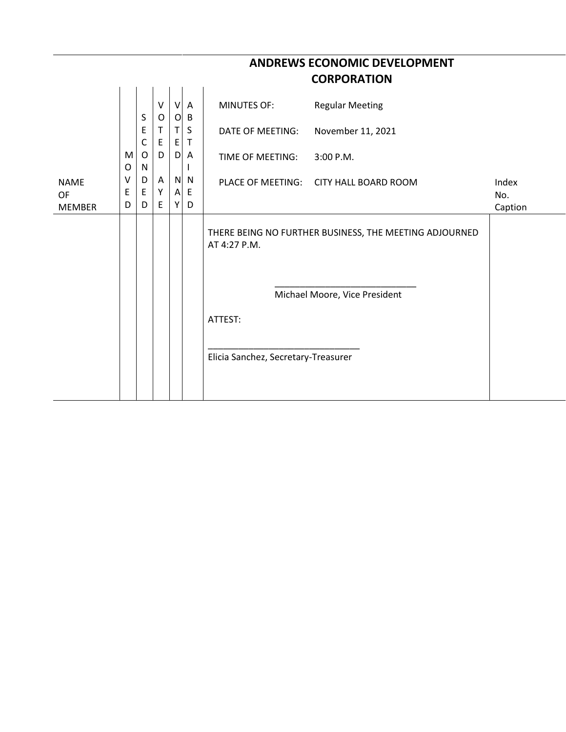# ANDREWS ECONOMIC DEVELOPMENT CORPORATION

| NAME OF MEMBER | MOVED | SECONDED | VOTED AYE | VOTED NAY | ABSTAINED | MINUTES OF: Regular Meeting<br>DATE OF MEETING: November 11, 2021<br>TIME OF MEETING: 3:00 P.M.<br>PLACE OF MEETING: CITY HALL BOARD ROOM | Index No. Caption |
|---|---|---|---|---|---|---|---|
| | | | | | | THERE BEING NO FURTHER BUSINESS, THE MEETING ADJOURNED AT 4:27 P.M.<br><br>\_\_\_\_\_\_\_\_\_\_\_\_\_\_\_\_\_\_\_\_\_\_\_\_\_\_\_\_<br>Michael Moore, Vice President<br><br>ATTEST:<br><br>\_\_\_\_\_\_\_\_\_\_\_\_\_\_\_\_\_\_\_\_\_\_\_\_\_\_\_\_\_\_<br>Elicia Sanchez, Secretary-Treasurer | |